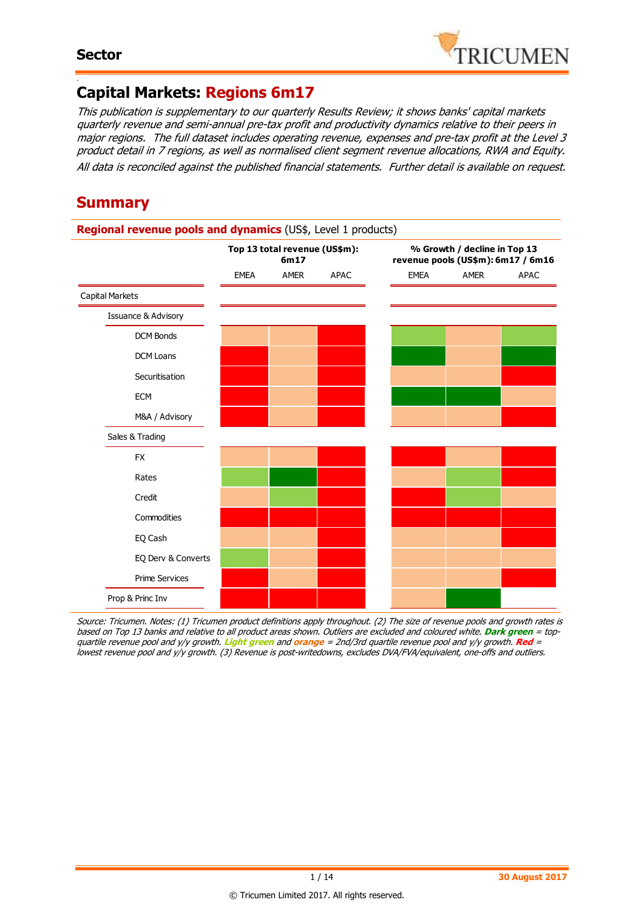# Capital Markets: Regions 6m17

*This publication is supplementary to our quarterly Results Review; it shows banks' capital markets quarterly revenue and semi-annual pre-tax profit and productivity dynamics relative to their peers in major regions. The full dataset includes operating revenue, expenses and pre-tax profit at the Level 3 product detail in 7 regions, as well as normalised client segment revenue allocations, RWA and Equity.*

*All data is reconciled against the published financial statements. Further detail is available on request.*

## Summary

**Regional revenue pools and dynamics** (US$, Level 1 products)

| | Top 13 total revenue (US$m): 6m17 | | | % Growth / decline in Top 13 revenue pools (US$m): 6m17 / 6m16 | | |
|---|---|---|---|---|---|---|
| | EMEA | AMER | APAC | EMEA | AMER | APAC |
| Capital Markets | | | | | | |
| Issuance & Advisory | | | | | | |
| DCM Bonds | Orange | Orange | Red | Light green | Orange | Light green |
| DCM Loans | Red | Orange | Red | Dark green | Orange | Dark green |
| Securitisation | Red | Orange | Red | Orange | Orange | Red |
| ECM | Red | Orange | Red | Dark green | Dark green | Orange |
| M&A / Advisory | Red | Orange | Red | Orange | Orange | Red |
| Sales & Trading | | | | | | |
| FX | Orange | Orange | Red | Red | Orange | Red |
| Rates | Light green | Dark green | Red | Orange | Light green | Red |
| Credit | Orange | Light green | Red | Red | Light green | Orange |
| Commodities | Red | Red | Red | Red | Red | Red |
| EQ Cash | Orange | Orange | Red | Orange | Orange | Red |
| EQ Derv & Converts | Light green | Orange | Red | Orange | Orange | Orange |
| Prime Services | Red | Orange | Red | Orange | Orange | Red |
| Prop & Princ Inv | Red | Red | Red | Orange | Dark green | White |

*Source: Tricumen. Notes: (1) Tricumen product definitions apply throughout. (2) The size of revenue pools and growth rates is based on Top 13 banks and relative to all product areas shown. Outliers are excluded and coloured white. **Dark green** = top-quartile revenue pool and y/y growth. **Light green** and **orange** = 2nd/3rd quartile revenue pool and y/y growth. **Red** = lowest revenue pool and y/y growth. (3) Revenue is post-writedowns, excludes DVA/FVA/equivalent, one-offs and outliers.*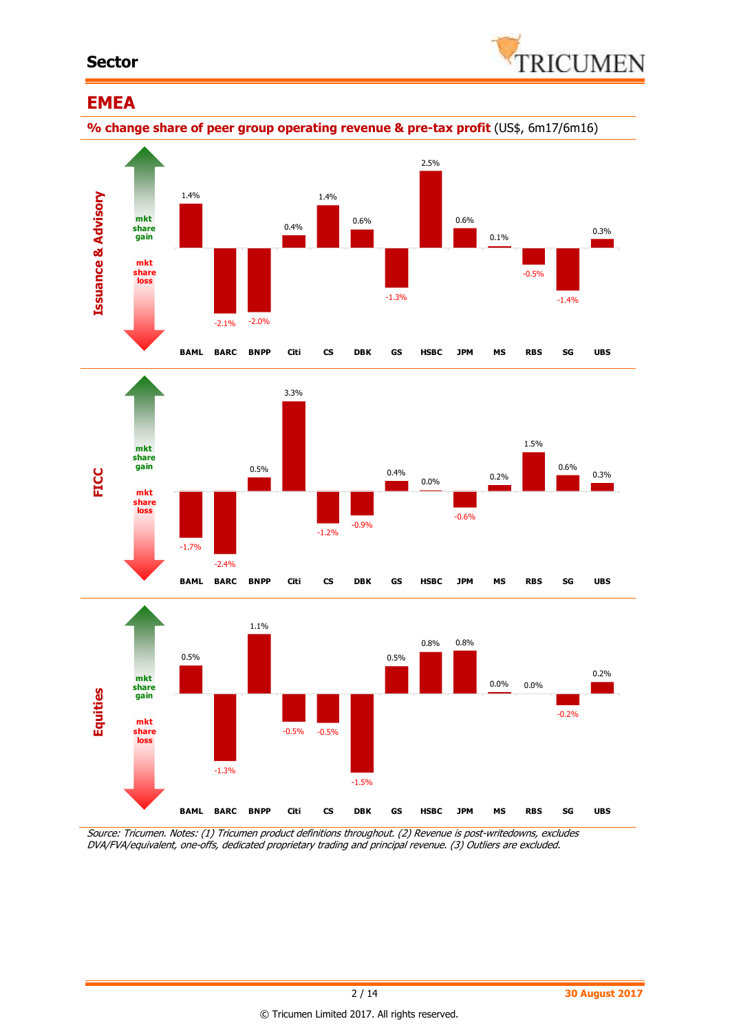## EMEA

**% change share of peer group operating revenue & pre-tax profit** (US$, 6m17/6m16)

Issuance & Advisory

mkt share gain

mkt share loss

1.4% -2.1% -2.0% 0.4% 1.4% 0.6% -1.3% 2.5% 0.6% 0.1% -0.5% -1.4% 0.3%

BAML BARC BNPP Citi CS DBK GS HSBC JPM MS RBS SG UBS

FICC

mkt share gain

mkt share loss

-1.7% -2.4% 0.5% 3.3% -1.2% -0.9% 0.4% 0.0% -0.6% 0.2% 1.5% 0.6% 0.3%

BAML BARC BNPP Citi CS DBK GS HSBC JPM MS RBS SG UBS

Equities

mkt share gain

mkt share loss

0.5% -1.3% 1.1% -0.5% -0.5% -1.5% 0.5% 0.8% 0.8% 0.0% 0.0% -0.2% 0.2%

BAML BARC BNPP Citi CS DBK GS HSBC JPM MS RBS SG UBS

*Source: Tricumen. Notes: (1) Tricumen product definitions throughout. (2) Revenue is post-writedowns, excludes DVA/FVA/equivalent, one-offs, dedicated proprietary trading and principal revenue. (3) Outliers are excluded.*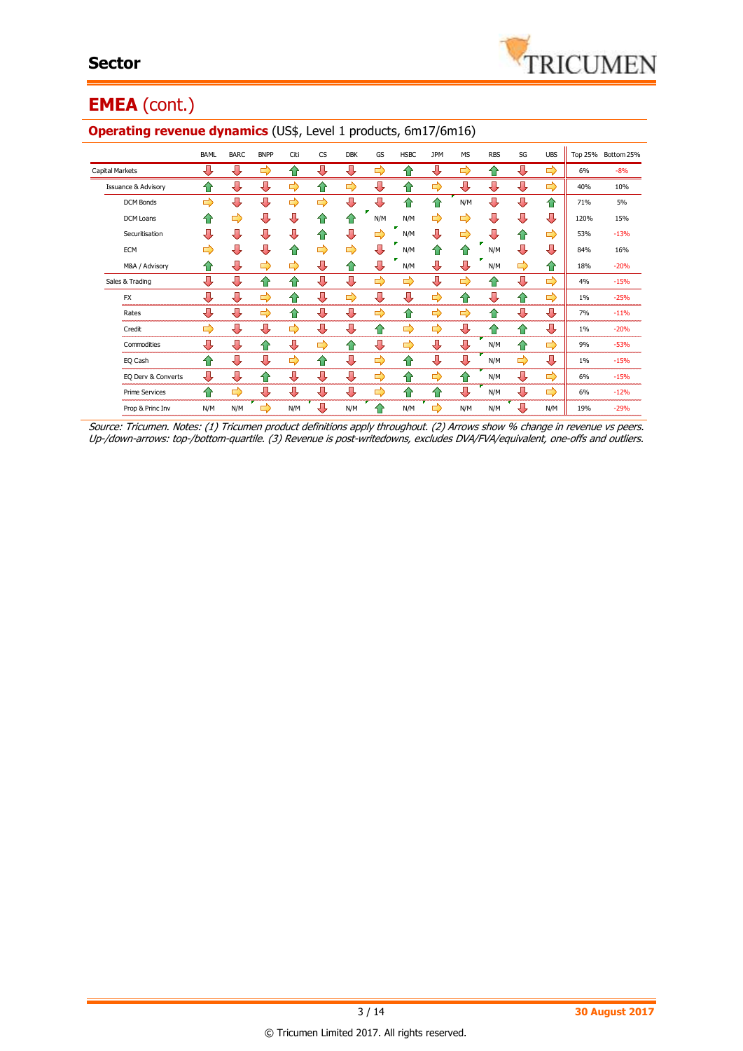## EMEA (cont.)

**Operating revenue dynamics** (US$, Level 1 products, 6m17/6m16)

| | BAML | BARC | BNPP | Citi | CS | DBK | GS | HSBC | JPM | MS | RBS | SG | UBS | Top 25% | Bottom 25% |
|---|---|---|---|---|---|---|---|---|---|---|---|---|---|---|---|
| Capital Markets | ↓ | ↓ | → | ↑ | ↓ | ↓ | → | ↑ | ↓ | → | ↑ | ↓ | → | 6% | -8% |
| Issuance & Advisory | ↑ | ↓ | ↓ | → | ↑ | → | ↓ | ↑ | → | ↓ | ↓ | ↓ | → | 40% | 10% |
| DCM Bonds | → | ↓ | ↓ | → | → | ↓ | ↓ | ↑ | ↑ | N/M | ↓ | ↓ | ↑ | 71% | 5% |
| DCM Loans | ↑ | → | ↓ | ↓ | ↑ | ↑ | N/M | N/M | → | → | ↓ | ↓ | ↓ | 120% | 15% |
| Securitisation | ↓ | ↓ | ↓ | ↓ | ↑ | ↓ | → | N/M | ↓ | → | ↓ | ↑ | → | 53% | -13% |
| ECM | → | ↓ | ↓ | ↑ | → | → | ↓ | N/M | ↑ | ↑ | N/M | ↓ | ↓ | 84% | 16% |
| M&A / Advisory | ↑ | ↓ | → | → | ↓ | ↑ | ↓ | N/M | ↓ | ↓ | N/M | → | ↑ | 18% | -20% |
| Sales & Trading | ↓ | ↓ | ↑ | ↑ | ↓ | ↓ | → | → | ↓ | → | ↑ | ↓ | → | 4% | -15% |
| FX | ↓ | ↓ | → | ↑ | ↓ | → | ↓ | ↓ | → | ↑ | ↓ | ↑ | → | 1% | -25% |
| Rates | ↓ | ↓ | → | ↑ | ↓ | ↓ | → | ↑ | → | → | ↑ | ↓ | ↓ | 7% | -11% |
| Credit | → | ↓ | ↓ | → | ↓ | ↓ | ↑ | → | → | ↓ | ↑ | ↑ | ↓ | 1% | -20% |
| Commodities | ↓ | ↓ | ↑ | ↓ | → | ↑ | ↓ | → | ↓ | ↓ | N/M | ↑ | → | 9% | -53% |
| EQ Cash | ↑ | ↓ | ↓ | → | ↑ | ↓ | → | ↑ | ↓ | ↓ | N/M | → | ↓ | 1% | -15% |
| EQ Derv & Converts | ↓ | ↓ | ↑ | ↓ | ↓ | ↓ | → | ↑ | → | ↑ | N/M | ↓ | → | 6% | -15% |
| Prime Services | ↑ | → | ↓ | ↓ | ↓ | ↓ | → | ↑ | ↑ | ↓ | N/M | ↓ | → | 6% | -12% |
| Prop & Princ Inv | N/M | N/M | → | N/M | ↓ | N/M | ↑ | N/M | → | N/M | N/M | ↓ | N/M | 19% | -29% |

*Source: Tricumen. Notes: (1) Tricumen product definitions apply throughout. (2) Arrows show % change in revenue vs peers. Up-/down-arrows: top-/bottom-quartile. (3) Revenue is post-writedowns, excludes DVA/FVA/equivalent, one-offs and outliers.*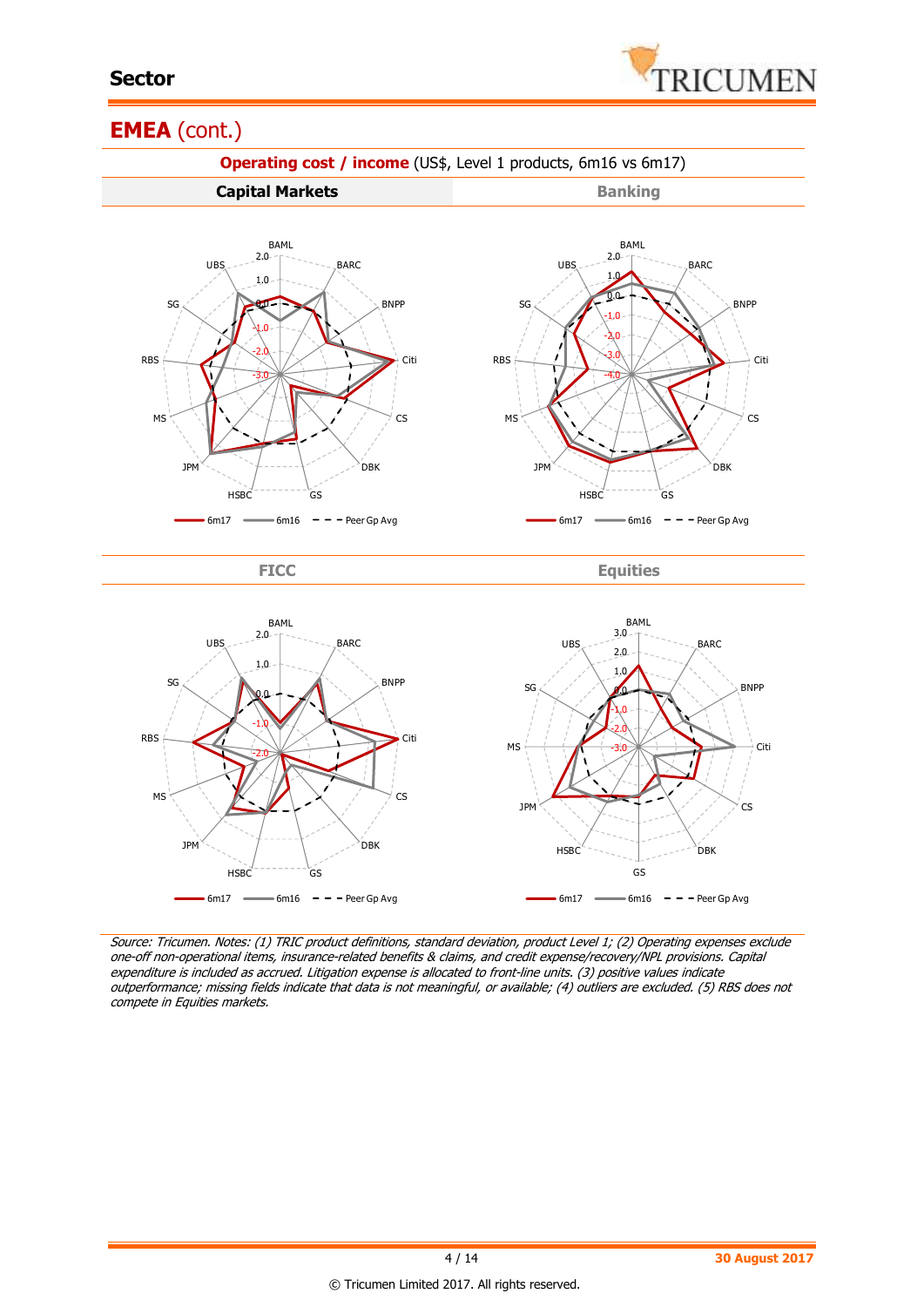## Sector

# EMEA (cont.)

**Operating cost / income** (US$, Level 1 products, 6m16 vs 6m17)

**Capital Markets**

BAML
2.0
1.0
0.0
-1.0
-2.0
-3.0
BARC
BNPP
Citi
CS
DBK
GS
HSBC
JPM
MS
RBS
SG
UBS

6m17 6m16 Peer Gp Avg

**Banking**

BAML
2.0
1.0
0.0
-1.0
-2.0
-3.0
-4.0
BARC
BNPP
Citi
CS
DBK
GS
HSBC
JPM
MS
RBS
SG
UBS

6m17 6m16 Peer Gp Avg

**FICC**

BAML
2.0
1.0
0.0
-1.0
-2.0
BARC
BNPP
Citi
CS
DBK
GS
HSBC
JPM
MS
RBS
SG
UBS

6m17 6m16 Peer Gp Avg

**Equities**

BAML
3.0
2.0
1.0
0.0
-1.0
-2.0
-3.0
BARC
BNPP
Citi
CS
DBK
GS
HSBC
JPM
MS
SG
UBS

6m17 6m16 Peer Gp Avg

*Source: Tricumen. Notes: (1) TRIC product definitions, standard deviation, product Level 1; (2) Operating expenses exclude one-off non-operational items, insurance-related benefits & claims, and credit expense/recovery/NPL provisions. Capital expenditure is included as accrued. Litigation expense is allocated to front-line units. (3) positive values indicate outperformance; missing fields indicate that data is not meaningful, or available; (4) outliers are excluded. (5) RBS does not compete in Equities markets.*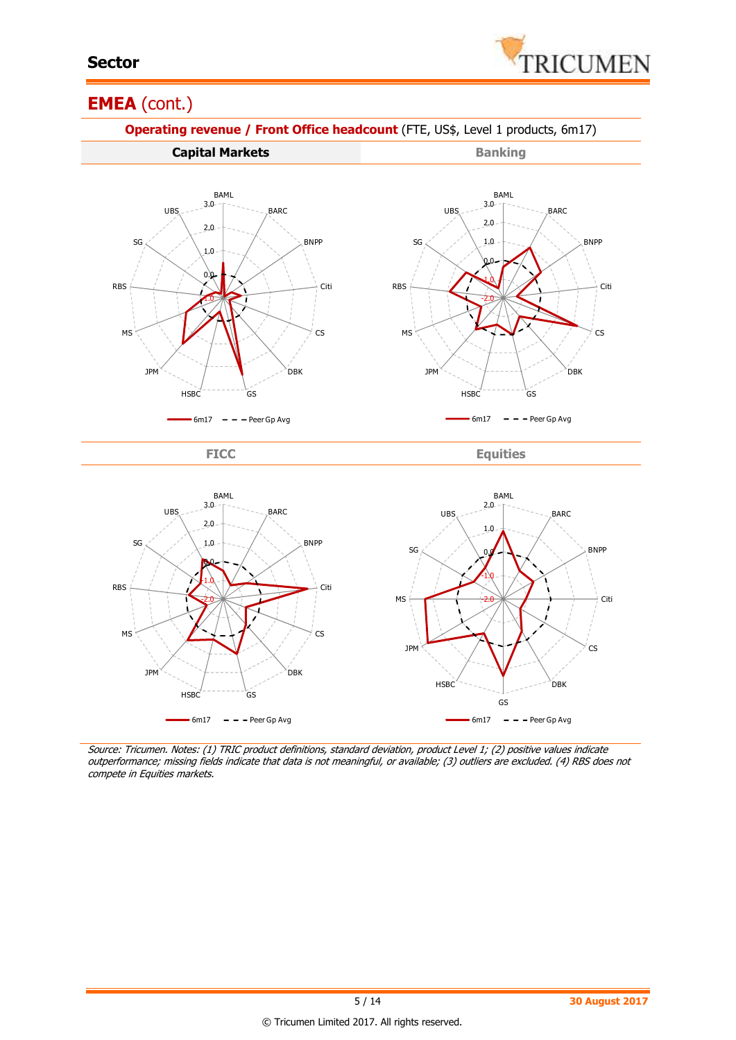## EMEA (cont.)

**Operating revenue / Front Office headcount** (FTE, US$, Level 1 products, 6m17)

**Capital Markets**

BAML
3.0
2.0
1.0
0.0
-1.0
BARC
BNPP
Citi
CS
DBK
GS
HSBC
JPM
MS
RBS
SG
UBS

6m17 — Peer Gp Avg

**Banking**

BAML
3.0
2.0
1.0
0.0
-1.0
-2.0
BARC
BNPP
Citi
CS
DBK
GS
HSBC
JPM
MS
RBS
SG
UBS

6m17 — Peer Gp Avg

**FICC**

BAML
3.0
2.0
1.0
0.0
-1.0
-2.0
BARC
BNPP
Citi
CS
DBK
GS
HSBC
JPM
MS
RBS
SG
UBS

6m17 — Peer Gp Avg

**Equities**

BAML
2.0
1.0
0.0
-1.0
-2.0
BARC
BNPP
Citi
CS
DBK
GS
HSBC
JPM
MS
SG
UBS

6m17 — Peer Gp Avg

*Source: Tricumen. Notes: (1) TRIC product definitions, standard deviation, product Level 1; (2) positive values indicate outperformance; missing fields indicate that data is not meaningful, or available; (3) outliers are excluded. (4) RBS does not compete in Equities markets.*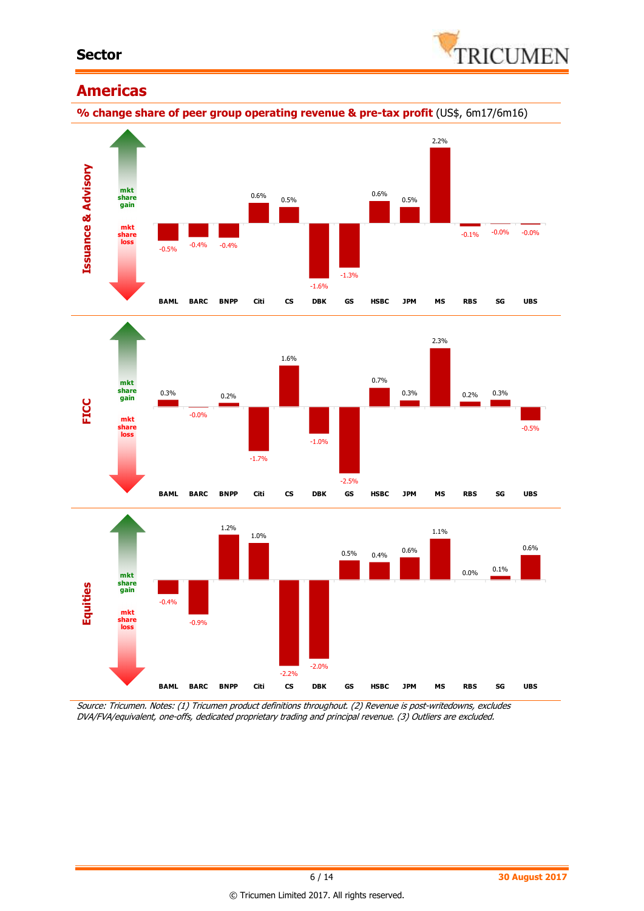## Americas

**% change share of peer group operating revenue & pre-tax profit** (US$, 6m17/6m16)

Issuance & Advisory

mkt share gain

mkt share loss

-0.5% -0.4% -0.4% 0.6% 0.5% -1.6% -1.3% 0.6% 0.5% 2.2% -0.1% -0.0% -0.0%

BAML BARC BNPP Citi CS DBK GS HSBC JPM MS RBS SG UBS

FICC

mkt share gain

mkt share loss

0.3% -0.0% 0.2% -1.7% 1.6% -1.0% -2.5% 0.7% 0.3% 2.3% 0.2% 0.3% -0.5%

BAML BARC BNPP Citi CS DBK GS HSBC JPM MS RBS SG UBS

Equities

mkt share gain

mkt share loss

-0.4% -0.9% 1.2% 1.0% -2.2% -2.0% 0.5% 0.4% 0.6% 1.1% 0.0% 0.1% 0.6%

BAML BARC BNPP Citi CS DBK GS HSBC JPM MS RBS SG UBS

*Source: Tricumen. Notes: (1) Tricumen product definitions throughout. (2) Revenue is post-writedowns, excludes DVA/FVA/equivalent, one-offs, dedicated proprietary trading and principal revenue. (3) Outliers are excluded.*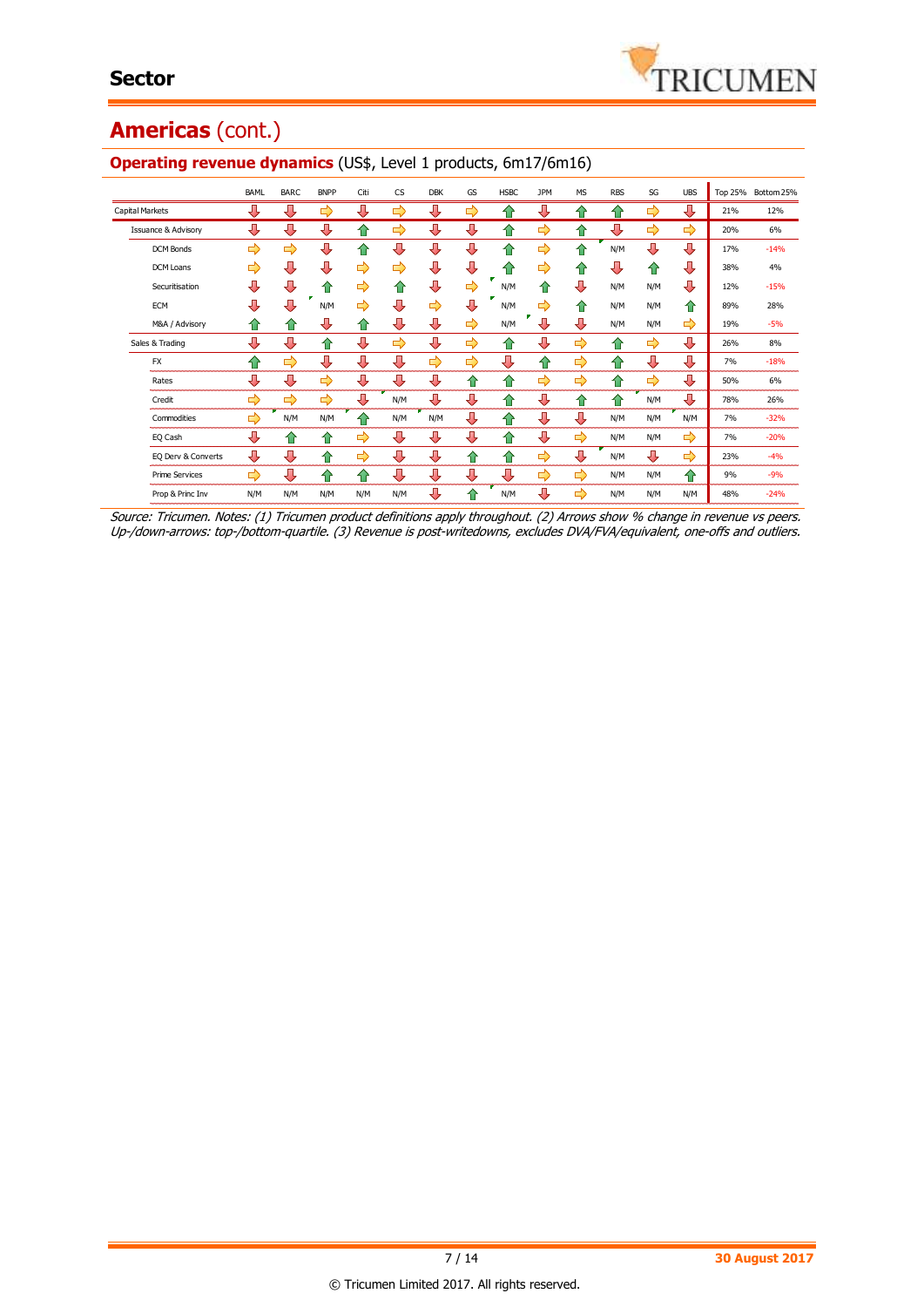## Americas (cont.)

### Operating revenue dynamics (US$, Level 1 products, 6m17/6m16)

| | BAML | BARC | BNPP | Citi | CS | DBK | GS | HSBC | JPM | MS | RBS | SG | UBS | Top 25% | Bottom 25% |
|---|---|---|---|---|---|---|---|---|---|---|---|---|---|---|---|
| Capital Markets | ↓ | ↓ | → | ↓ | → | ↓ | → | ↑ | ↓ | ↑ | ↑ | → | ↓ | 21% | 12% |
| Issuance & Advisory | ↓ | ↓ | ↓ | ↑ | → | ↓ | ↓ | ↑ | → | ↑ | ↓ | → | → | 20% | 6% |
| DCM Bonds | → | → | ↓ | ↑ | ↓ | ↓ | ↓ | ↑ | → | ↑ | N/M | ↓ | ↓ | 17% | -14% |
| DCM Loans | → | ↓ | ↓ | → | → | ↓ | ↓ | ↑ | → | ↑ | ↓ | ↑ | ↓ | 38% | 4% |
| Securitisation | ↓ | ↓ | ↑ | → | ↑ | ↓ | → | N/M | ↑ | ↓ | N/M | N/M | ↓ | 12% | -15% |
| ECM | ↓ | ↓ | N/M | → | ↓ | → | ↓ | N/M | → | ↑ | N/M | N/M | ↑ | 89% | 28% |
| M&A / Advisory | ↑ | ↑ | ↓ | ↑ | ↓ | ↓ | → | N/M | ↓ | ↓ | N/M | N/M | → | 19% | -5% |
| Sales & Trading | ↓ | ↓ | ↑ | ↓ | → | ↓ | → | ↑ | ↓ | → | ↑ | → | ↓ | 26% | 8% |
| FX | ↑ | → | ↓ | ↓ | ↓ | → | → | ↓ | ↑ | → | ↑ | ↓ | ↓ | 7% | -18% |
| Rates | ↓ | ↓ | → | ↓ | ↓ | ↓ | ↑ | ↑ | → | → | ↑ | → | ↓ | 50% | 6% |
| Credit | → | → | → | ↓ | N/M | ↓ | ↓ | ↑ | ↓ | ↑ | ↑ | N/M | ↓ | 78% | 26% |
| Commodities | → | N/M | N/M | ↑ | N/M | N/M | ↓ | ↑ | ↓ | ↓ | N/M | N/M | N/M | 7% | -32% |
| EQ Cash | ↓ | ↑ | ↑ | → | ↓ | ↓ | ↓ | ↑ | ↓ | → | N/M | N/M | → | 7% | -20% |
| EQ Derv & Converts | ↓ | ↓ | ↑ | → | ↓ | ↓ | ↑ | ↑ | → | ↓ | N/M | ↓ | → | 23% | -4% |
| Prime Services | → | ↓ | ↑ | ↑ | ↓ | ↓ | ↓ | ↓ | → | → | N/M | N/M | ↑ | 9% | -9% |
| Prop & Princ Inv | N/M | N/M | N/M | N/M | N/M | ↓ | ↑ | N/M | ↓ | → | N/M | N/M | N/M | 48% | -24% |

*Source: Tricumen. Notes: (1) Tricumen product definitions apply throughout. (2) Arrows show % change in revenue vs peers. Up-/down-arrows: top-/bottom-quartile. (3) Revenue is post-writedowns, excludes DVA/FVA/equivalent, one-offs and outliers.*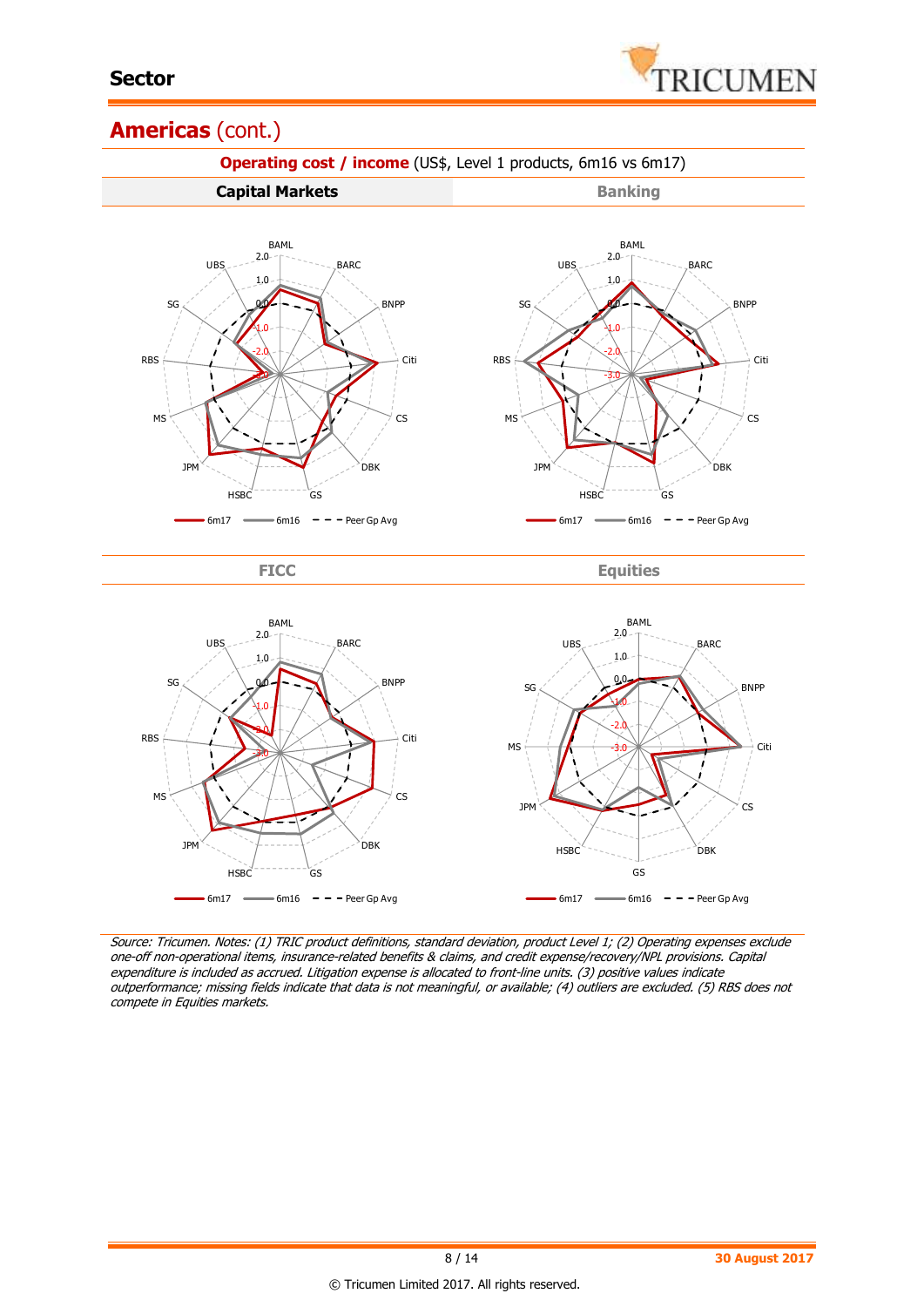## Sector

# Americas (cont.)

**Operating cost / income** (US$, Level 1 products, 6m16 vs 6m17)

**Capital Markets**

BAML
2.0
1.0
0.0
-1.0
-2.0
-3.0
BARC
BNPP
Citi
CS
DBK
GS
HSBC
JPM
MS
RBS
SG
UBS

6m17 6m16 Peer Gp Avg

**Banking**

BAML
2.0
1.0
0.0
-1.0
-2.0
-3.0
BARC
BNPP
Citi
CS
DBK
GS
HSBC
JPM
MS
RBS
SG
UBS

6m17 6m16 Peer Gp Avg

**FICC**

BAML
2.0
1.0
0.0
-1.0
-2.0
-3.0
BARC
BNPP
Citi
CS
DBK
GS
HSBC
JPM
MS
RBS
SG
UBS

6m17 6m16 Peer Gp Avg

**Equities**

BAML
2.0
1.0
0.0
-1.0
-2.0
-3.0
BARC
BNPP
Citi
CS
DBK
GS
HSBC
JPM
MS
SG
UBS

6m17 6m16 Peer Gp Avg

*Source: Tricumen. Notes: (1) TRIC product definitions, standard deviation, product Level 1; (2) Operating expenses exclude one-off non-operational items, insurance-related benefits & claims, and credit expense/recovery/NPL provisions. Capital expenditure is included as accrued. Litigation expense is allocated to front-line units. (3) positive values indicate outperformance; missing fields indicate that data is not meaningful, or available; (4) outliers are excluded. (5) RBS does not compete in Equities markets.*

30 August 2017

© Tricumen Limited 2017. All rights reserved.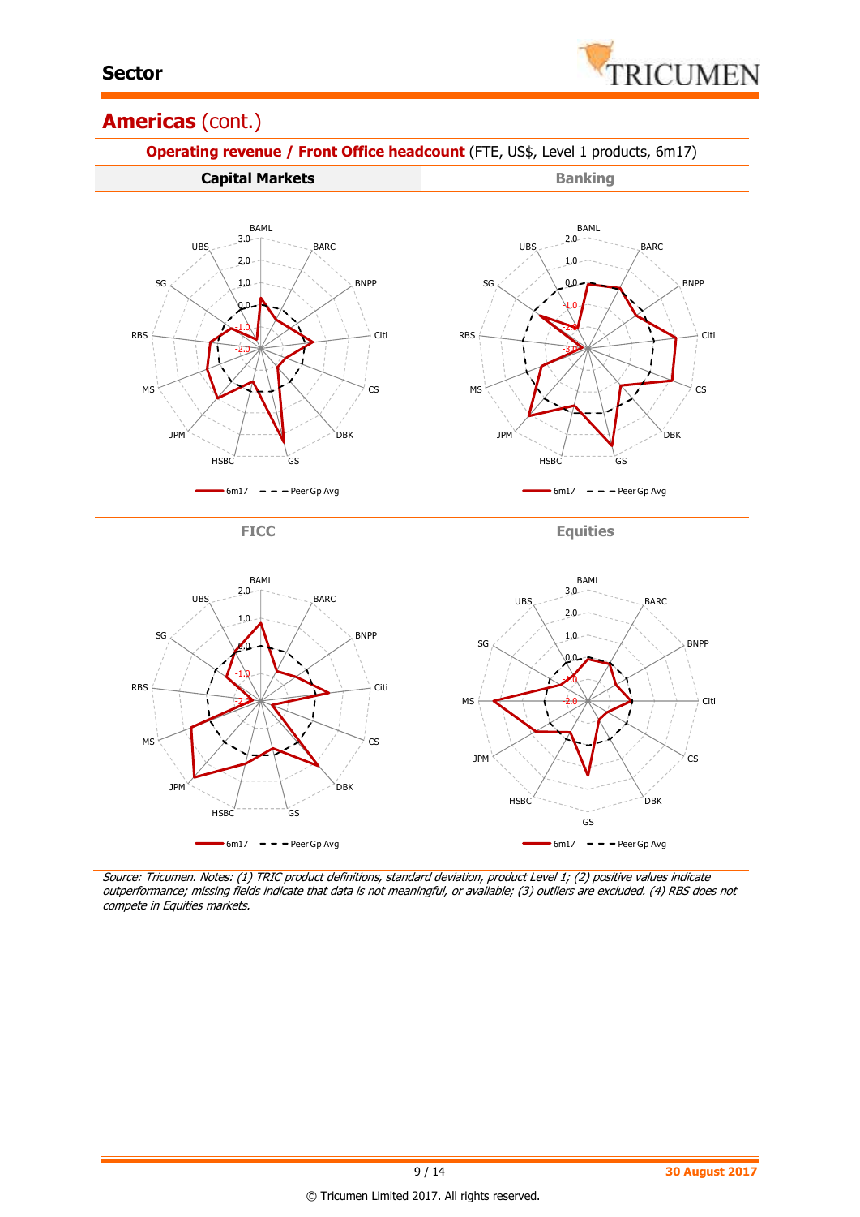# Sector

## Americas (cont.)

**Operating revenue / Front Office headcount** (FTE, US$, Level 1 products, 6m17)

| Capital Markets | Banking |
|---|---|

BAML, BARC, BNPP, Citi, CS, DBK, GS, HSBC, JPM, MS, RBS, SG, UBS

6m17 — Peer Gp Avg

| FICC | Equities |
|---|---|

6m17 — Peer Gp Avg

*Source: Tricumen. Notes: (1) TRIC product definitions, standard deviation, product Level 1; (2) positive values indicate outperformance; missing fields indicate that data is not meaningful, or available; (3) outliers are excluded. (4) RBS does not compete in Equities markets.*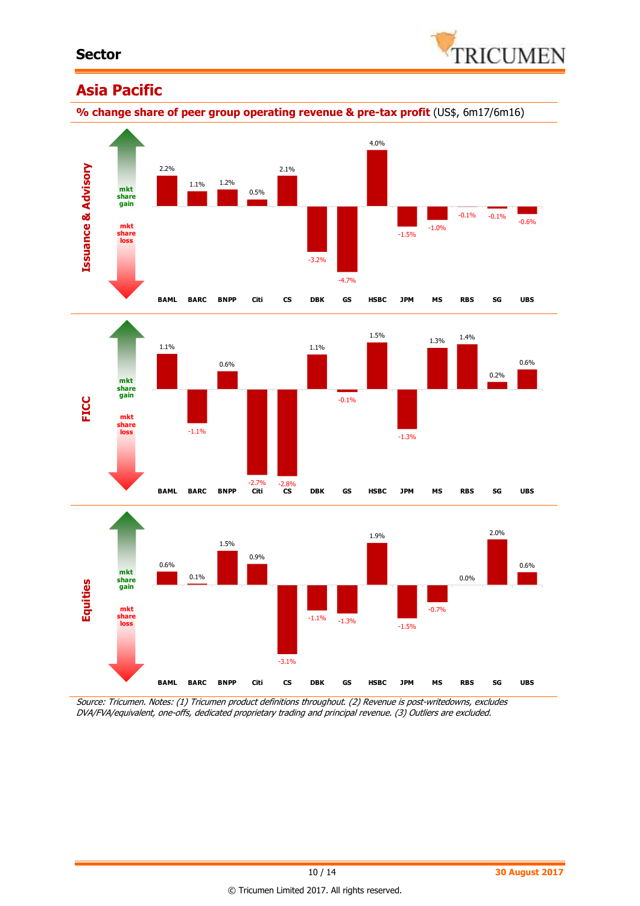## Asia Pacific

**% change share of peer group operating revenue & pre-tax profit** (US$, 6m17/6m16)

**Issuance & Advisory**

mkt share gain

mkt share loss

BAML 2.2%
BARC 1.1%
BNPP 1.2%
Citi 0.5%
CS 2.1%
DBK -3.2%
GS -4.7%
HSBC 4.0%
JPM -1.5%
MS -1.0%
RBS -0.1%
SG -0.1%
UBS -0.6%

**FICC**

mkt share gain

mkt share loss

BAML 1.1%
BARC -1.1%
BNPP 0.6%
Citi -2.7%
CS -2.8%
DBK 1.1%
GS -0.1%
HSBC 1.5%
JPM -1.3%
MS 1.3%
RBS 1.4%
SG 0.2%
UBS 0.6%

**Equities**

mkt share gain

mkt share loss

BAML 0.6%
BARC 0.1%
BNPP 1.5%
Citi 0.9%
CS -3.1%
DBK -1.1%
GS -1.3%
HSBC 1.9%
JPM -1.5%
MS -0.7%
RBS 0.0%
SG 2.0%
UBS 0.6%

*Source: Tricumen. Notes: (1) Tricumen product definitions throughout. (2) Revenue is post-writedowns, excludes DVA/FVA/equivalent, one-offs, dedicated proprietary trading and principal revenue. (3) Outliers are excluded.*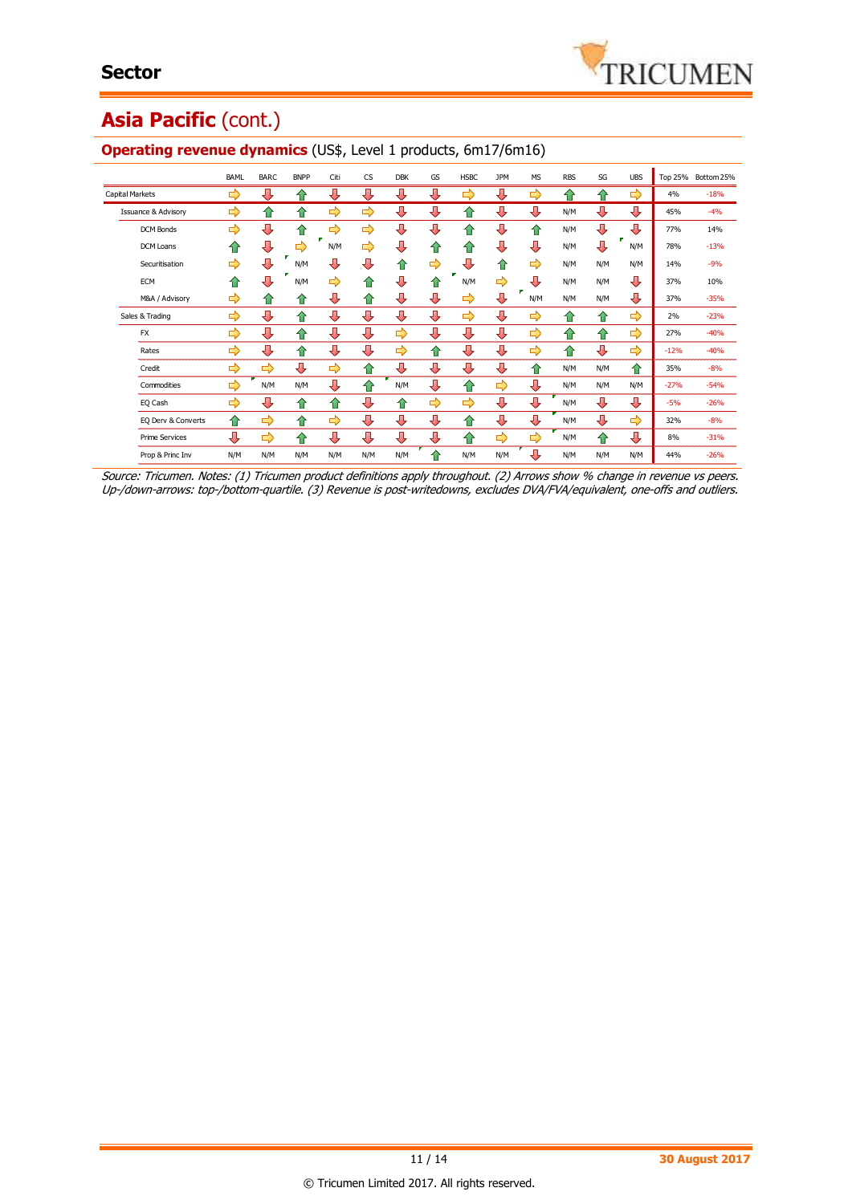## Asia Pacific (cont.)

### Operating revenue dynamics (US$, Level 1 products, 6m17/6m16)

| | BAML | BARC | BNPP | Citi | CS | DBK | GS | HSBC | JPM | MS | RBS | SG | UBS | Top 25% | Bottom 25% |
|---|---|---|---|---|---|---|---|---|---|---|---|---|---|---|---|
| Capital Markets | ⇨ | ⇩ | ⇧ | ⇩ | ⇩ | ⇩ | ⇩ | ⇨ | ⇩ | ⇨ | ⇧ | ⇧ | ⇨ | 4% | -18% |
| Issuance & Advisory | ⇨ | ⇧ | ⇧ | ⇨ | ⇨ | ⇩ | ⇩ | ⇧ | ⇩ | ⇩ | N/M | ⇩ | ⇩ | 45% | -4% |
| DCM Bonds | ⇨ | ⇩ | ⇧ | ⇨ | ⇨ | ⇩ | ⇩ | ⇧ | ⇩ | ⇧ | N/M | ⇩ | ⇩ | 77% | 14% |
| DCM Loans | ⇧ | ⇩ | ⇨ | N/M | ⇨ | ⇩ | ⇧ | ⇧ | ⇩ | ⇩ | N/M | ⇩ | N/M | 78% | -13% |
| Securitisation | ⇨ | ⇩ | N/M | ⇩ | ⇩ | ⇧ | ⇨ | ⇩ | ⇧ | ⇨ | N/M | N/M | N/M | 14% | -9% |
| ECM | ⇧ | ⇩ | N/M | ⇨ | ⇧ | ⇩ | ⇧ | N/M | ⇨ | ⇩ | N/M | N/M | ⇩ | 37% | 10% |
| M&A / Advisory | ⇨ | ⇧ | ⇧ | ⇩ | ⇧ | ⇩ | ⇩ | ⇨ | ⇩ | N/M | N/M | N/M | ⇩ | 37% | -35% |
| Sales & Trading | ⇨ | ⇩ | ⇧ | ⇩ | ⇩ | ⇩ | ⇩ | ⇨ | ⇩ | ⇨ | ⇧ | ⇧ | ⇨ | 2% | -23% |
| FX | ⇨ | ⇩ | ⇧ | ⇩ | ⇩ | ⇨ | ⇩ | ⇩ | ⇩ | ⇨ | ⇧ | ⇧ | ⇨ | 27% | -40% |
| Rates | ⇨ | ⇩ | ⇧ | ⇩ | ⇩ | ⇨ | ⇧ | ⇩ | ⇩ | ⇨ | ⇧ | ⇩ | ⇨ | -12% | -40% |
| Credit | ⇨ | ⇨ | ⇩ | ⇨ | ⇧ | ⇩ | ⇩ | ⇩ | ⇩ | ⇧ | N/M | N/M | ⇧ | 35% | -8% |
| Commodities | ⇨ | N/M | N/M | ⇩ | ⇧ | N/M | ⇩ | ⇧ | ⇨ | ⇩ | N/M | N/M | N/M | -27% | -54% |
| EQ Cash | ⇨ | ⇩ | ⇧ | ⇧ | ⇩ | ⇧ | ⇨ | ⇨ | ⇩ | ⇩ | N/M | ⇩ | ⇩ | -5% | -26% |
| EQ Derv & Converts | ⇧ | ⇨ | ⇧ | ⇨ | ⇩ | ⇩ | ⇩ | ⇧ | ⇩ | ⇩ | N/M | ⇩ | ⇨ | 32% | -8% |
| Prime Services | ⇩ | ⇨ | ⇧ | ⇩ | ⇩ | ⇩ | ⇩ | ⇧ | ⇨ | ⇨ | N/M | ⇧ | ⇩ | 8% | -31% |
| Prop & Princ Inv | N/M | N/M | N/M | N/M | N/M | N/M | ⇧ | N/M | N/M | ⇩ | N/M | N/M | N/M | 44% | -26% |

*Source: Tricumen. Notes: (1) Tricumen product definitions apply throughout. (2) Arrows show % change in revenue vs peers. Up-/down-arrows: top-/bottom-quartile. (3) Revenue is post-writedowns, excludes DVA/FVA/equivalent, one-offs and outliers.*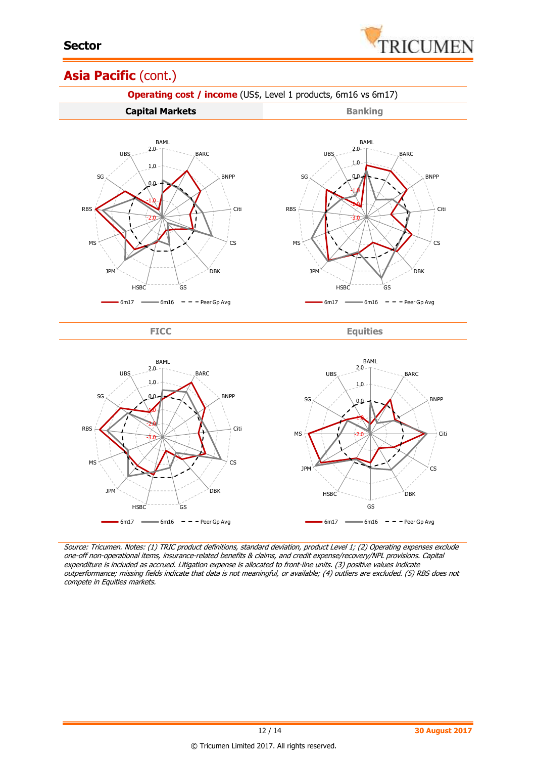## Sector

# Asia Pacific (cont.)

**Operating cost / income** (US$, Level 1 products, 6m16 vs 6m17)

### Capital Markets

BAML
2.0
1.0
0.0
-1.0
-2.0
BARC
BNPP
Citi
CS
DBK
GS
HSBC
JPM
MS
RBS
SG
UBS

6m17 — 6m16 — Peer Gp Avg

### Banking

BAML
2.0
1.0
0.0
-1.0
-2.0
-3.0
BARC
BNPP
Citi
CS
DBK
GS
HSBC
JPM
MS
RBS
SG
UBS

6m17 — 6m16 — Peer Gp Avg

### FICC

BAML
2.0
1.0
0.0
-1.0
-2.0
-3.0
BARC
BNPP
Citi
CS
DBK
GS
HSBC
JPM
MS
RBS
SG
UBS

6m17 — 6m16 — Peer Gp Avg

### Equities

BAML
2.0
1.0
0.0
-1.0
-2.0
BARC
BNPP
Citi
CS
DBK
GS
HSBC
JPM
MS
SG
UBS

6m17 — 6m16 — Peer Gp Avg

*Source: Tricumen. Notes: (1) TRIC product definitions, standard deviation, product Level 1; (2) Operating expenses exclude one-off non-operational items, insurance-related benefits & claims, and credit expense/recovery/NPL provisions. Capital expenditure is included as accrued. Litigation expense is allocated to front-line units. (3) positive values indicate outperformance; missing fields indicate that data is not meaningful, or available; (4) outliers are excluded. (5) RBS does not compete in Equities markets.*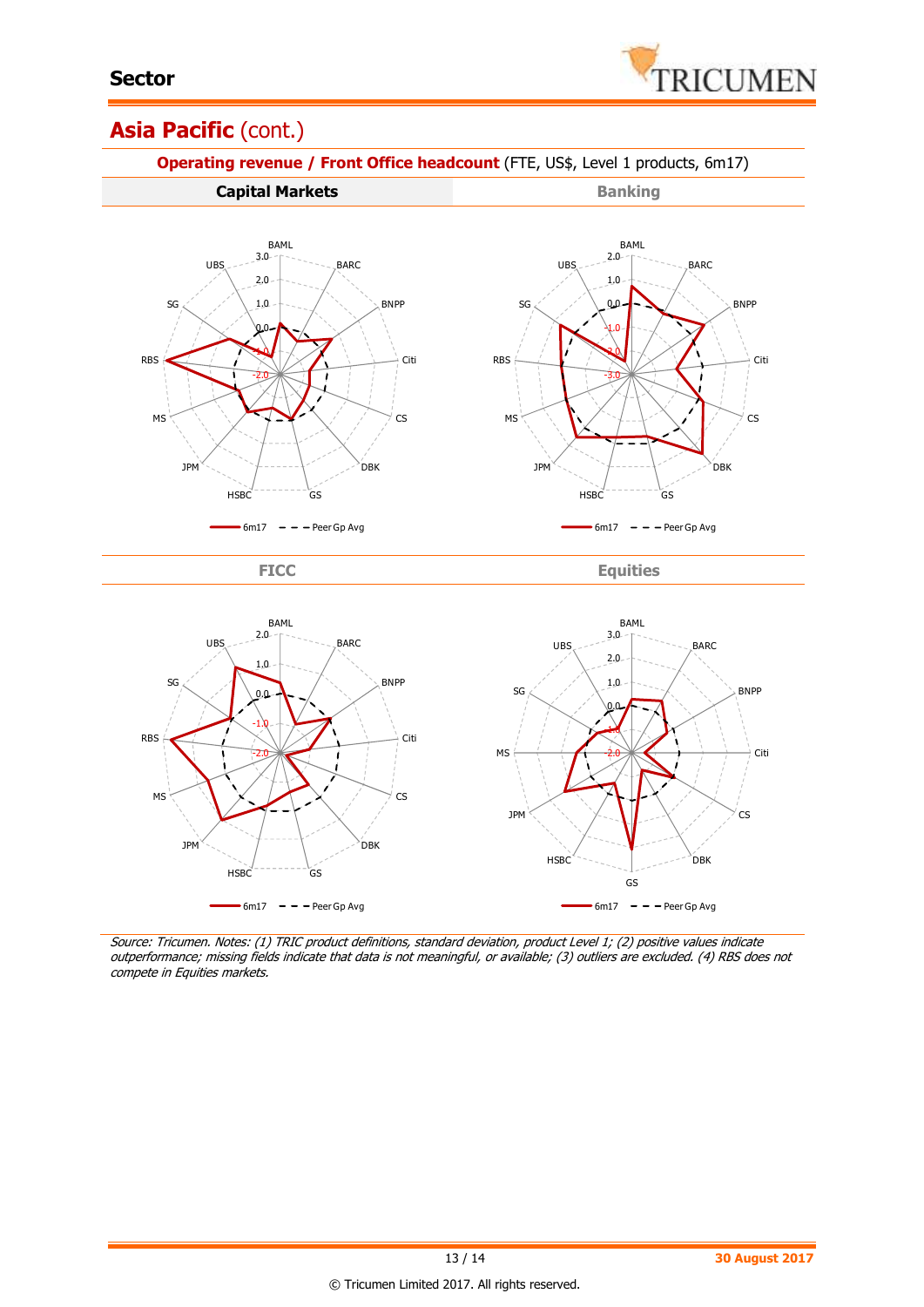## Asia Pacific (cont.)

**Operating revenue / Front Office headcount** (FTE, US$, Level 1 products, 6m17)

**Capital Markets**

BAML
3.0
2.0
1.0
0.0
-1.0
-2.0
BARC
BNPP
Citi
CS
DBK
GS
HSBC
JPM
MS
RBS
SG
UBS

6m17 — Peer Gp Avg

**Banking**

BAML
2.0
1.0
0.0
-1.0
-2.0
-3.0
BARC
BNPP
Citi
CS
DBK
GS
HSBC
JPM
MS
RBS
SG
UBS

6m17 — Peer Gp Avg

**FICC**

BAML
2.0
1.0
0.0
-1.0
-2.0
BARC
BNPP
Citi
CS
DBK
GS
HSBC
JPM
MS
RBS
SG
UBS

6m17 — Peer Gp Avg

**Equities**

BAML
3.0
2.0
1.0
0.0
-1.0
-2.0
BARC
BNPP
Citi
CS
DBK
GS
HSBC
JPM
MS
SG
UBS

6m17 — Peer Gp Avg

*Source: Tricumen. Notes: (1) TRIC product definitions, standard deviation, product Level 1; (2) positive values indicate outperformance; missing fields indicate that data is not meaningful, or available; (3) outliers are excluded. (4) RBS does not compete in Equities markets.*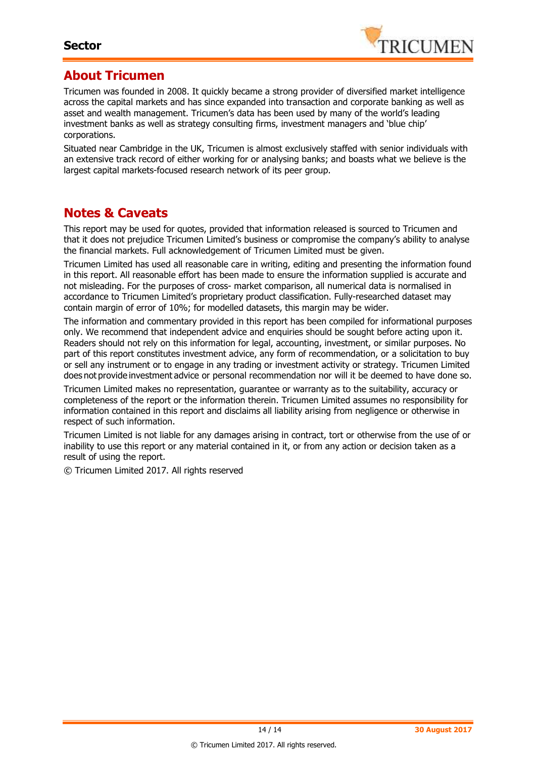## About Tricumen

Tricumen was founded in 2008. It quickly became a strong provider of diversified market intelligence across the capital markets and has since expanded into transaction and corporate banking as well as asset and wealth management. Tricumen's data has been used by many of the world's leading investment banks as well as strategy consulting firms, investment managers and 'blue chip' corporations.

Situated near Cambridge in the UK, Tricumen is almost exclusively staffed with senior individuals with an extensive track record of either working for or analysing banks; and boasts what we believe is the largest capital markets-focused research network of its peer group.

## Notes & Caveats

This report may be used for quotes, provided that information released is sourced to Tricumen and that it does not prejudice Tricumen Limited's business or compromise the company's ability to analyse the financial markets. Full acknowledgement of Tricumen Limited must be given.

Tricumen Limited has used all reasonable care in writing, editing and presenting the information found in this report. All reasonable effort has been made to ensure the information supplied is accurate and not misleading. For the purposes of cross- market comparison, all numerical data is normalised in accordance to Tricumen Limited's proprietary product classification. Fully-researched dataset may contain margin of error of 10%; for modelled datasets, this margin may be wider.

The information and commentary provided in this report has been compiled for informational purposes only. We recommend that independent advice and enquiries should be sought before acting upon it. Readers should not rely on this information for legal, accounting, investment, or similar purposes. No part of this report constitutes investment advice, any form of recommendation, or a solicitation to buy or sell any instrument or to engage in any trading or investment activity or strategy. Tricumen Limited does not provide investment advice or personal recommendation nor will it be deemed to have done so.

Tricumen Limited makes no representation, guarantee or warranty as to the suitability, accuracy or completeness of the report or the information therein. Tricumen Limited assumes no responsibility for information contained in this report and disclaims all liability arising from negligence or otherwise in respect of such information.

Tricumen Limited is not liable for any damages arising in contract, tort or otherwise from the use of or inability to use this report or any material contained in it, or from any action or decision taken as a result of using the report.

© Tricumen Limited 2017. All rights reserved